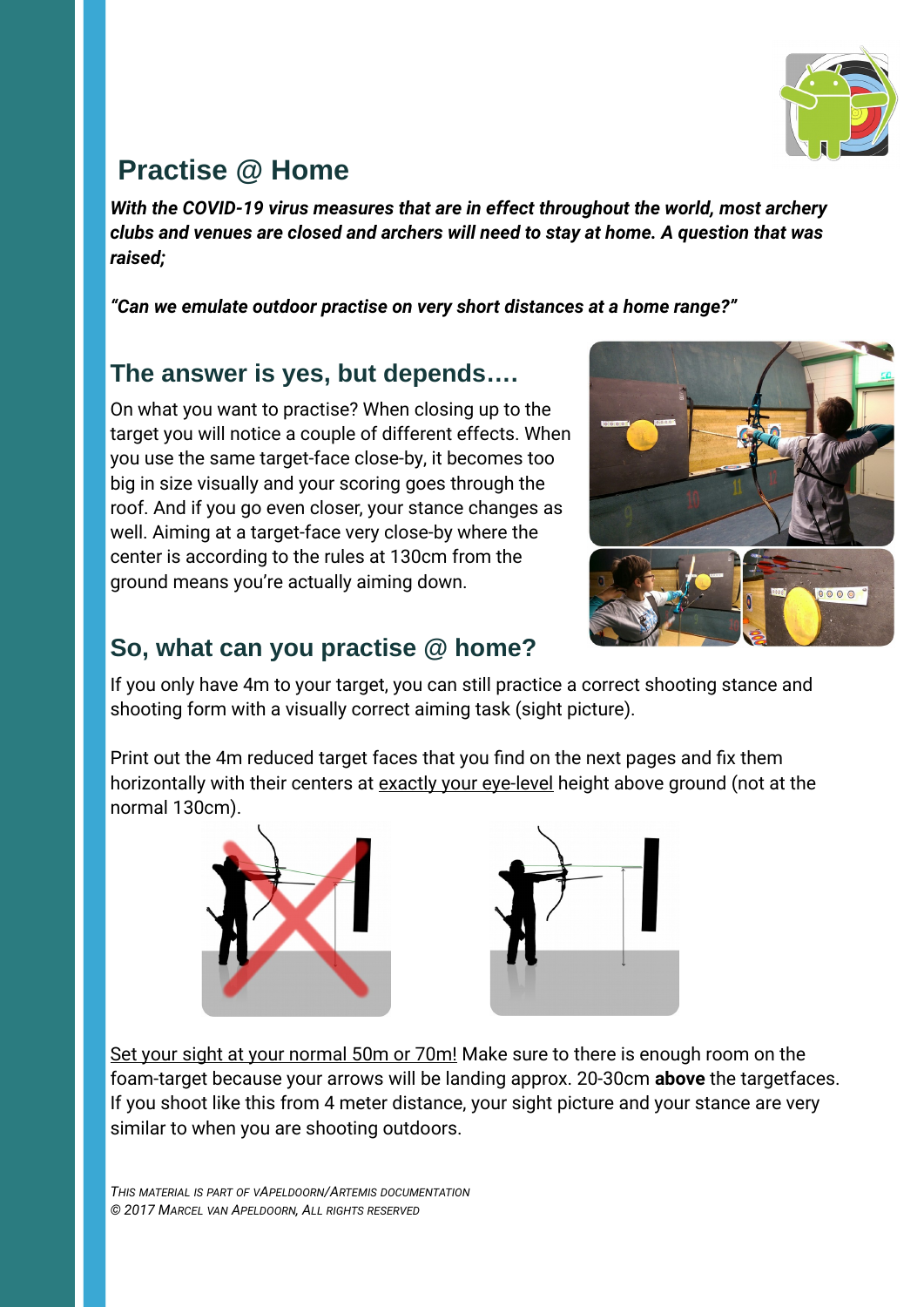# Practise @ Home

***With the COVID-19 virus measures that are in effect throughout the world, most archery clubs and venues are closed and archers will need to stay at home. A question that was raised;***

***"Can we emulate outdoor practise on very short distances at a home range?"***

## The answer is yes, but depends….

On what you want to practise? When closing up to the target you will notice a couple of different effects. When you use the same target-face close-by, it becomes too big in size visually and your scoring goes through the roof. And if you go even closer, your stance changes as well. Aiming at a target-face very close-by where the center is according to the rules at 130cm from the ground means you're actually aiming down.

## So, what can you practise @ home?

If you only have 4m to your target, you can still practice a correct shooting stance and shooting form with a visually correct aiming task (sight picture).

Print out the 4m reduced target faces that you find on the next pages and fix them horizontally with their centers at exactly your eye-level height above ground (not at the normal 130cm).

Set your sight at your normal 50m or 70m! Make sure to there is enough room on the foam-target because your arrows will be landing approx. 20-30cm **above** the targetfaces. If you shoot like this from 4 meter distance, your sight picture and your stance are very similar to when you are shooting outdoors.

*This material is part of vApeldoorn/Artemis documentation*
*© 2017 Marcel van Apeldoorn, All rights reserved*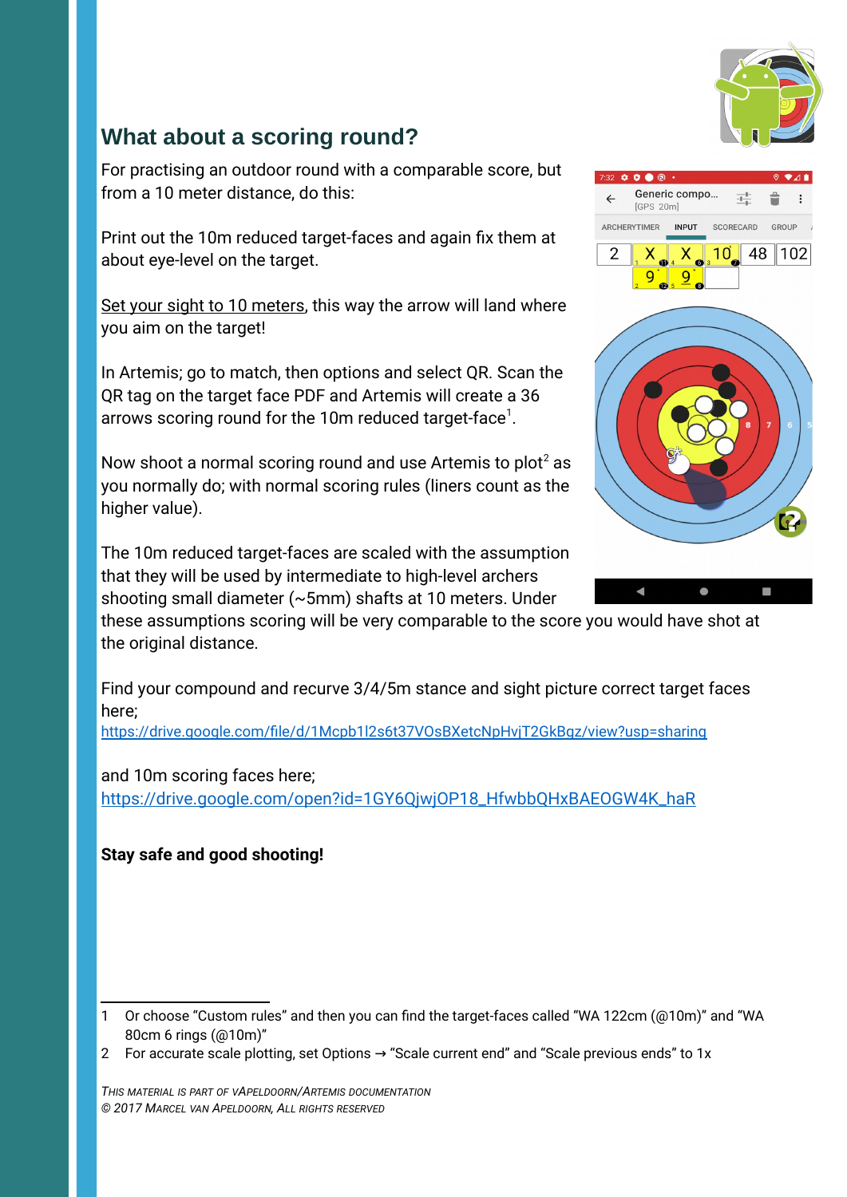## What about a scoring round?

For practising an outdoor round with a comparable score, but from a 10 meter distance, do this:

Print out the 10m reduced target-faces and again fix them at about eye-level on the target.

Set your sight to 10 meters, this way the arrow will land where you aim on the target!

In Artemis; go to match, then options and select QR. Scan the QR tag on the target face PDF and Artemis will create a 36 arrows scoring round for the 10m reduced target-face[1].

Now shoot a normal scoring round and use Artemis to plot[2] as you normally do; with normal scoring rules (liners count as the higher value).

The 10m reduced target-faces are scaled with the assumption that they will be used by intermediate to high-level archers shooting small diameter (~5mm) shafts at 10 meters. Under these assumptions scoring will be very comparable to the score you would have shot at the original distance.

Find your compound and recurve 3/4/5m stance and sight picture correct target faces here;
https://drive.google.com/file/d/1Mcpb1l2s6t37VOsBXetcNpHvjT2GkBqz/view?usp=sharing

and 10m scoring faces here;
https://drive.google.com/open?id=1GY6QjwjOP18_HfwbbQHxBAEOGW4K_haR

**Stay safe and good shooting!**

1 Or choose "Custom rules" and then you can find the target-faces called "WA 122cm (@10m)" and "WA 80cm 6 rings (@10m)"

2 For accurate scale plotting, set Options → "Scale current end" and "Scale previous ends" to 1x

*This material is part of vApeldoorn/Artemis documentation*
*© 2017 Marcel van Apeldoorn, All rights reserved*